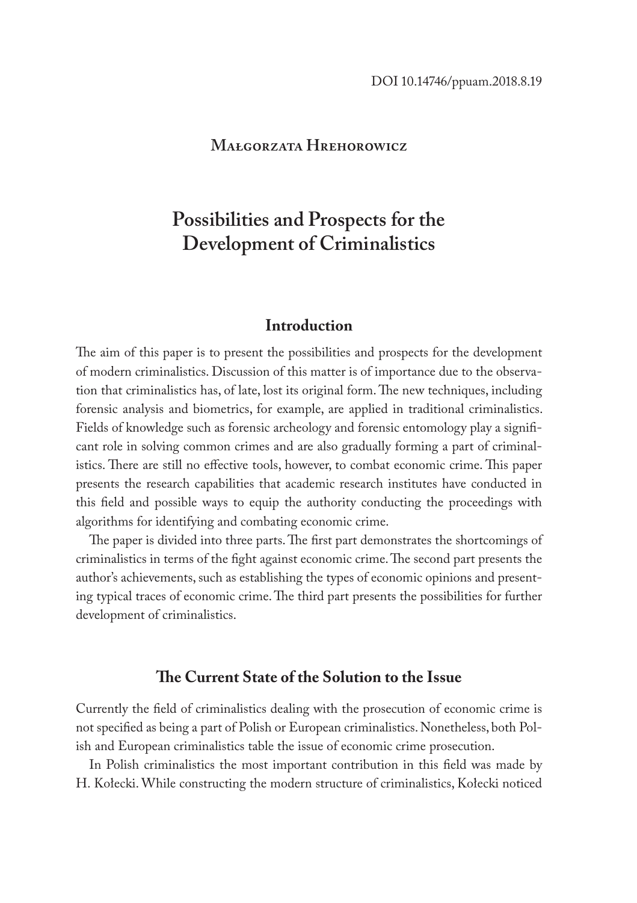DOI 10.14746/ppuam.2018.8.19

**Małgorzata Hrehorowicz**

# Possibilities and Prospects for the Development of Criminalistics

## Introduction

The aim of this paper is to present the possibilities and prospects for the development of modern criminalistics. Discussion of this matter is of importance due to the observation that criminalistics has, of late, lost its original form. The new techniques, including forensic analysis and biometrics, for example, are applied in traditional criminalistics. Fields of knowledge such as forensic archeology and forensic entomology play a significant role in solving common crimes and are also gradually forming a part of criminalistics. There are still no effective tools, however, to combat economic crime. This paper presents the research capabilities that academic research institutes have conducted in this field and possible ways to equip the authority conducting the proceedings with algorithms for identifying and combating economic crime.

The paper is divided into three parts. The first part demonstrates the shortcomings of criminalistics in terms of the fight against economic crime. The second part presents the author's achievements, such as establishing the types of economic opinions and presenting typical traces of economic crime. The third part presents the possibilities for further development of criminalistics.

## The Current State of the Solution to the Issue

Currently the field of criminalistics dealing with the prosecution of economic crime is not specified as being a part of Polish or European criminalistics. Nonetheless, both Polish and European criminalistics table the issue of economic crime prosecution.

In Polish criminalistics the most important contribution in this field was made by H. Kołecki. While constructing the modern structure of criminalistics, Kołecki noticed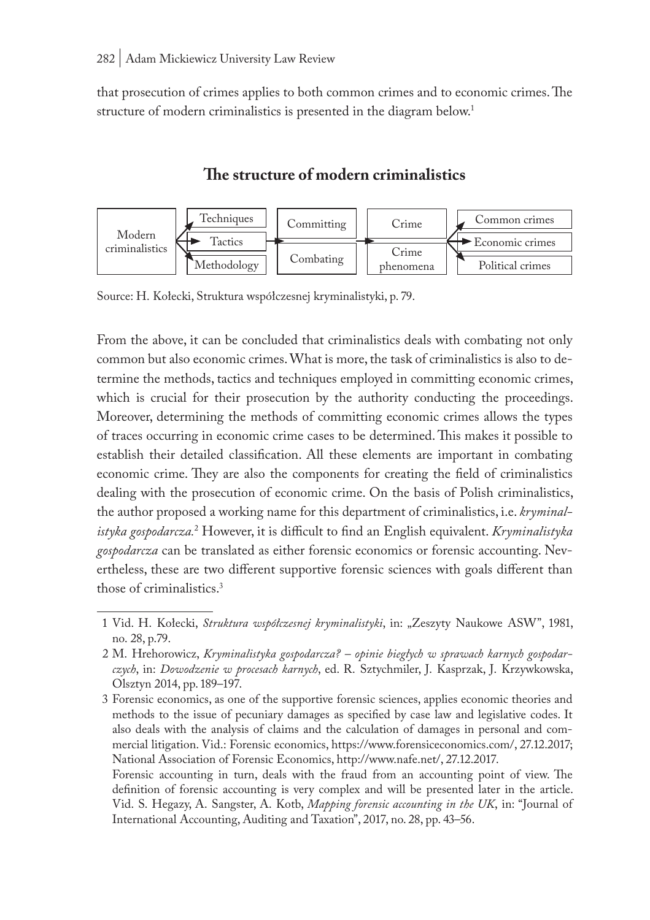that prosecution of crimes applies to both common crimes and to economic crimes. The structure of modern criminalistics is presented in the diagram below.[1]

## The structure of modern criminalistics

| Modern criminalistics | Techniques | Committing | Crime | Common crimes |
|---|---|---|---|---|
| | Tactics | | | Economic crimes |
| | Methodology | Combating | Crime phenomena | Political crimes |

Source: H. Kołecki, Struktura współczesnej kryminalistyki, p. 79.

From the above, it can be concluded that criminalistics deals with combating not only common but also economic crimes. What is more, the task of criminalistics is also to determine the methods, tactics and techniques employed in committing economic crimes, which is crucial for their prosecution by the authority conducting the proceedings. Moreover, determining the methods of committing economic crimes allows the types of traces occurring in economic crime cases to be determined. This makes it possible to establish their detailed classification. All these elements are important in combating economic crime. They are also the components for creating the field of criminalistics dealing with the prosecution of economic crime. On the basis of Polish criminalistics, the author proposed a working name for this department of criminalistics, i.e. *kryminalistyka gospodarcza.*[2] However, it is difficult to find an English equivalent. *Kryminalistyka gospodarcza* can be translated as either forensic economics or forensic accounting. Nevertheless, these are two different supportive forensic sciences with goals different than those of criminalistics.[3]

---

1 Vid. H. Kołecki, *Struktura współczesnej kryminalistyki*, in: „Zeszyty Naukowe ASW", 1981, no. 28, p.79.

2 M. Hrehorowicz, *Kryminalistyka gospodarcza? – opinie biegłych w sprawach karnych gospodarczych*, in: *Dowodzenie w procesach karnych*, ed. R. Sztychmiler, J. Kasprzak, J. Krzywkowska, Olsztyn 2014, pp. 189–197.

3 Forensic economics, as one of the supportive forensic sciences, applies economic theories and methods to the issue of pecuniary damages as specified by case law and legislative codes. It also deals with the analysis of claims and the calculation of damages in personal and commercial litigation. Vid.: Forensic economics, https://www.forensiceconomics.com/, 27.12.2017; National Association of Forensic Economics, http://www.nafe.net/, 27.12.2017.
Forensic accounting in turn, deals with the fraud from an accounting point of view. The definition of forensic accounting is very complex and will be presented later in the article. Vid. S. Hegazy, A. Sangster, A. Kotb, *Mapping forensic accounting in the UK*, in: "Journal of International Accounting, Auditing and Taxation", 2017, no. 28, pp. 43–56.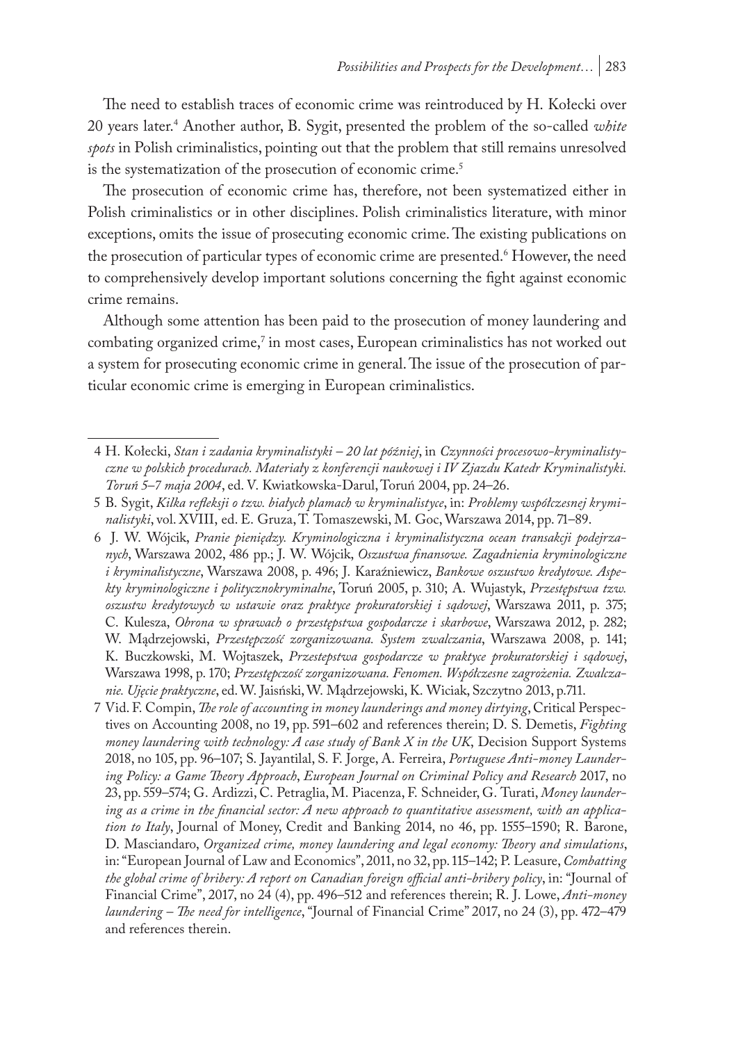The need to establish traces of economic crime was reintroduced by H. Kołecki over 20 years later.[4] Another author, B. Sygit, presented the problem of the so-called *white spots* in Polish criminalistics, pointing out that the problem that still remains unresolved is the systematization of the prosecution of economic crime.[5]

The prosecution of economic crime has, therefore, not been systematized either in Polish criminalistics or in other disciplines. Polish criminalistics literature, with minor exceptions, omits the issue of prosecuting economic crime. The existing publications on the prosecution of particular types of economic crime are presented.[6] However, the need to comprehensively develop important solutions concerning the fight against economic crime remains.

Although some attention has been paid to the prosecution of money laundering and combating organized crime,[7] in most cases, European criminalistics has not worked out a system for prosecuting economic crime in general. The issue of the prosecution of particular economic crime is emerging in European criminalistics.

---

4 H. Kołecki, *Stan i zadania kryminalistyki – 20 lat później*, in *Czynności procesowo-kryminalistyczne w polskich procedurach. Materiały z konferencji naukowej i IV Zjazdu Katedr Kryminalistyki. Toruń 5–7 maja 2004*, ed. V. Kwiatkowska-Darul, Toruń 2004, pp. 24–26.

5 B. Sygit, *Kilka refleksji o tzw. białych plamach w kryminalistyce*, in: *Problemy współczesnej kryminalistyki*, vol. XVIII, ed. E. Gruza, T. Tomaszewski, M. Goc, Warszawa 2014, pp. 71–89.

6 J. W. Wójcik, *Pranie pieniędzy. Kryminologiczna i kryminalistyczna ocean transakcji podejrzanych*, Warszawa 2002, 486 pp.; J. W. Wójcik, *Oszustwa finansowe. Zagadnienia kryminologiczne i kryminalistyczne*, Warszawa 2008, p. 496; J. Karaźniewicz, *Bankowe oszustwo kredytowe. Aspekty kryminologiczne i politycznokryminalne*, Toruń 2005, p. 310; A. Wujastyk, *Przestępstwa tzw. oszustw kredytowych w ustawie oraz praktyce prokuratorskiej i sądowej*, Warszawa 2011, p. 375; C. Kulesza, *Obrona w sprawach o przestępstwa gospodarcze i skarbowe*, Warszawa 2012, p. 282; W. Mądrzejowski, *Przestępczość zorganizowana. System zwalczania*, Warszawa 2008, p. 141; K. Buczkowski, M. Wojtaszek, *Przestepstwa gospodarcze w praktyce prokuratorskiej i sądowej*, Warszawa 1998, p. 170; *Przestępczość zorganizowana. Fenomen. Współczesne zagrożenia. Zwalczanie. Ujęcie praktyczne*, ed. W. Jaisński, W. Mądrzejowski, K. Wiciak, Szczytno 2013, p.711.

7 Vid. F. Compin, *The role of accounting in money launderings and money dirtying*, Critical Perspectives on Accounting 2008, no 19, pp. 591–602 and references therein; D. S. Demetis, *Fighting money laundering with technology: A case study of Bank X in the UK*, Decision Support Systems 2018, no 105, pp. 96–107; S. Jayantilal, S. F. Jorge, A. Ferreira, *Portuguese Anti-money Laundering Policy: a Game Theory Approach*, *European Journal on Criminal Policy and Research* 2017, no 23, pp. 559–574; G. Ardizzi, C. Petraglia, M. Piacenza, F. Schneider, G. Turati, *Money laundering as a crime in the financial sector: A new approach to quantitative assessment, with an application to Italy*, Journal of Money, Credit and Banking 2014, no 46, pp. 1555–1590; R. Barone, D. Masciandaro, *Organized crime, money laundering and legal economy: Theory and simulations*, in: "European Journal of Law and Economics", 2011, no 32, pp. 115–142; P. Leasure, *Combatting the global crime of bribery: A report on Canadian foreign official anti-bribery policy*, in: "Journal of Financial Crime", 2017, no 24 (4), pp. 496–512 and references therein; R. J. Lowe, *Anti-money laundering – The need for intelligence*, "Journal of Financial Crime" 2017, no 24 (3), pp. 472–479 and references therein.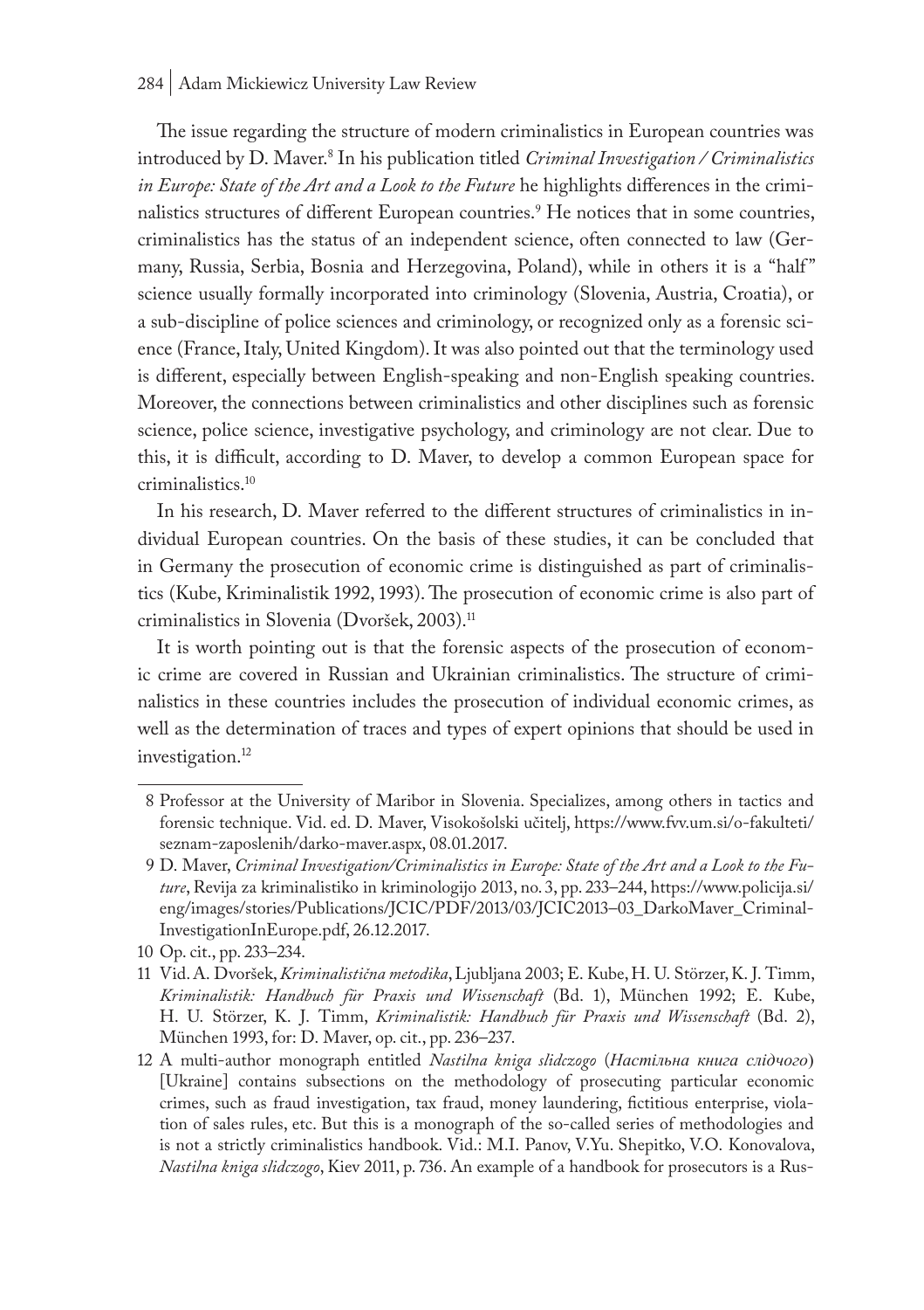The issue regarding the structure of modern criminalistics in European countries was introduced by D. Maver.[8] In his publication titled *Criminal Investigation / Criminalistics in Europe: State of the Art and a Look to the Future* he highlights differences in the criminalistics structures of different European countries.[9] He notices that in some countries, criminalistics has the status of an independent science, often connected to law (Germany, Russia, Serbia, Bosnia and Herzegovina, Poland), while in others it is a "half" science usually formally incorporated into criminology (Slovenia, Austria, Croatia), or a sub-discipline of police sciences and criminology, or recognized only as a forensic science (France, Italy, United Kingdom). It was also pointed out that the terminology used is different, especially between English-speaking and non-English speaking countries. Moreover, the connections between criminalistics and other disciplines such as forensic science, police science, investigative psychology, and criminology are not clear. Due to this, it is difficult, according to D. Maver, to develop a common European space for criminalistics.[10]

In his research, D. Maver referred to the different structures of criminalistics in individual European countries. On the basis of these studies, it can be concluded that in Germany the prosecution of economic crime is distinguished as part of criminalistics (Kube, Kriminalistik 1992, 1993). The prosecution of economic crime is also part of criminalistics in Slovenia (Dvoršek, 2003).[11]

It is worth pointing out is that the forensic aspects of the prosecution of economic crime are covered in Russian and Ukrainian criminalistics. The structure of criminalistics in these countries includes the prosecution of individual economic crimes, as well as the determination of traces and types of expert opinions that should be used in investigation.[12]

---

8 Professor at the University of Maribor in Slovenia. Specializes, among others in tactics and forensic technique. Vid. ed. D. Maver, Visokošolski učitelj, https://www.fvv.um.si/o-fakulteti/seznam-zaposlenih/darko-maver.aspx, 08.01.2017.

9 D. Maver, *Criminal Investigation/Criminalistics in Europe: State of the Art and a Look to the Future*, Revija za kriminalistiko in kriminologijo 2013, no. 3, pp. 233–244, https://www.policija.si/eng/images/stories/Publications/JCIC/PDF/2013/03/JCIC2013–03_DarkoMaver_CriminalInvestigationInEurope.pdf, 26.12.2017.

10 Op. cit., pp. 233–234.

11 Vid. A. Dvoršek, *Kriminalistična metodika*, Ljubljana 2003; E. Kube, H. U. Störzer, K. J. Timm, *Kriminalistik: Handbuch für Praxis und Wissenschaft* (Bd. 1), München 1992; E. Kube, H. U. Störzer, K. J. Timm, *Kriminalistik: Handbuch für Praxis und Wissenschaft* (Bd. 2), München 1993, for: D. Maver, op. cit., pp. 236–237.

12 A multi-author monograph entitled *Nastilna kniga slidczogo* (*Настільна книга слідчого*) [Ukraine] contains subsections on the methodology of prosecuting particular economic crimes, such as fraud investigation, tax fraud, money laundering, fictitious enterprise, violation of sales rules, etc. But this is a monograph of the so-called series of methodologies and is not a strictly criminalistics handbook. Vid.: M.I. Panov, V.Yu. Shepitko, V.O. Konovalova, *Nastilna kniga slidczogo*, Kiev 2011, p. 736. An example of a handbook for prosecutors is a Rus-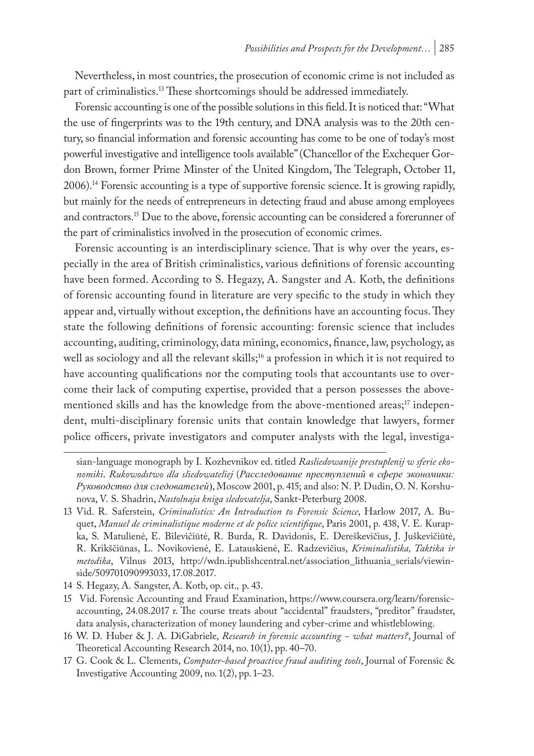Nevertheless, in most countries, the prosecution of economic crime is not included as part of criminalistics.[13] These shortcomings should be addressed immediately.

Forensic accounting is one of the possible solutions in this field. It is noticed that: "What the use of fingerprints was to the 19th century, and DNA analysis was to the 20th century, so financial information and forensic accounting has come to be one of today's most powerful investigative and intelligence tools available" (Chancellor of the Exchequer Gordon Brown, former Prime Minster of the United Kingdom, The Telegraph, October 11, 2006).[14] Forensic accounting is a type of supportive forensic science. It is growing rapidly, but mainly for the needs of entrepreneurs in detecting fraud and abuse among employees and contractors.[15] Due to the above, forensic accounting can be considered a forerunner of the part of criminalistics involved in the prosecution of economic crimes.

Forensic accounting is an interdisciplinary science. That is why over the years, especially in the area of British criminalistics, various definitions of forensic accounting have been formed. According to S. Hegazy, A. Sangster and A. Kotb, the definitions of forensic accounting found in literature are very specific to the study in which they appear and, virtually without exception, the definitions have an accounting focus. They state the following definitions of forensic accounting: forensic science that includes accounting, auditing, criminology, data mining, economics, finance, law, psychology, as well as sociology and all the relevant skills;[16] a profession in which it is not required to have accounting qualifications nor the computing tools that accountants use to overcome their lack of computing expertise, provided that a person possesses the above-mentioned skills and has the knowledge from the above-mentioned areas;[17] independent, multi-disciplinary forensic units that contain knowledge that lawyers, former police officers, private investigators and computer analysts with the legal, investiga-

---

sian-language monograph by I. Kozhevnikov ed. titled *Rasliedowanije prestuplenij w sferie ekonomiki. Rukowodstwo dla sliedowateliej* (*Расследование преступлений в сфере экономики: Руководство для следователей*), Moscow 2001, p. 415; and also: N. P. Dudin, O. N. Korshunova, V. S. Shadrin, *Nastolnaja kniga sledovatelja*, Sankt-Peterburg 2008.

13 Vid. R. Saferstein, *Criminalistics: An Introduction to Forensic Science*, Harlow 2017, A. Buquet, *Manuel de criminalistique moderne et de police scientifique*, Paris 2001, p. 438, V. E. Kurapka, S. Matulienė, E. Bilevičiūtė, R. Burda, R. Davidonis, E. Dereškevičius, J. Juškevičiūtė, R. Krikščiūnas, L. Novikovienė, E. Latauskienė, E. Radzevičius, *Kriminalistika, Taktika ir metodika*, Vilnus 2013, http://wdn.ipublishcentral.net/association_lithuania_serials/viewinside/509701090993033, 17.08.2017.

14 S. Hegazy, A. Sangster, A. Kotb, op. cit., p. 43.

15 Vid. Forensic Accounting and Fraud Examination, https://www.coursera.org/learn/forensic-accounting, 24.08.2017 r. The course treats about "accidental" fraudsters, "preditor" fraudster, data analysis, characterization of money laundering and cyber-crime and whistleblowing.

16 W. D. Huber & J. A. DiGabriele, *Research in forensic accounting – what matters?*, Journal of Theoretical Accounting Research 2014, no. 10(1), pp. 40–70.

17 G. Cook & L. Clements, *Computer-based proactive fraud auditing tools*, Journal of Forensic & Investigative Accounting 2009, no. 1(2), pp. 1–23.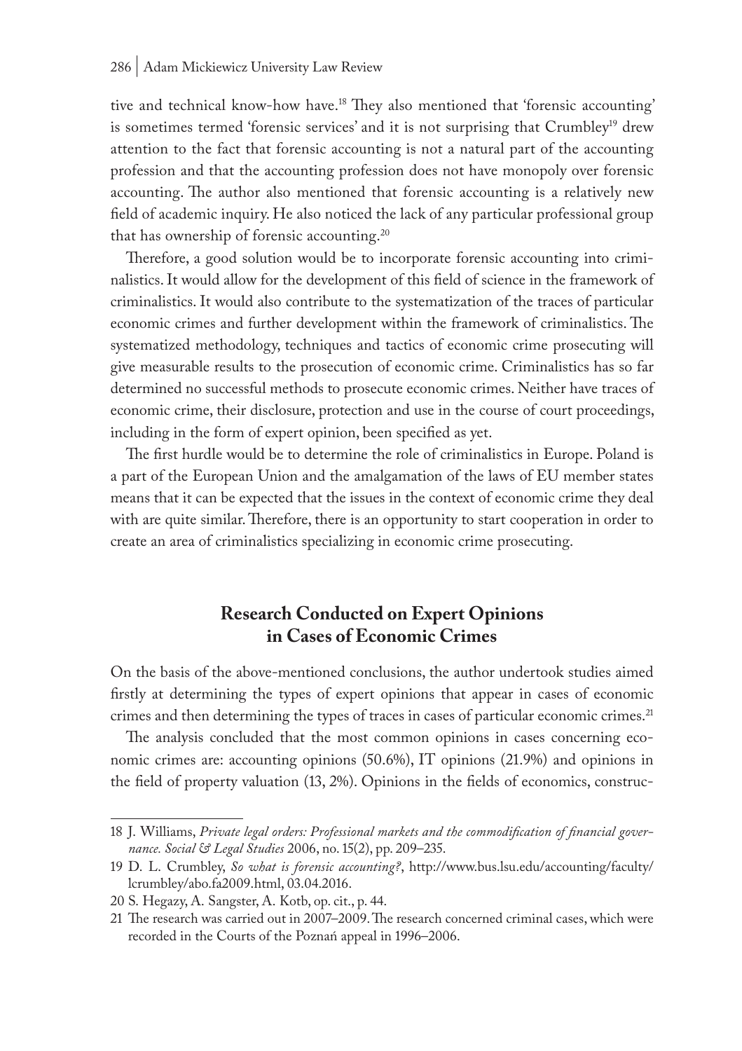tive and technical know-how have.[18] They also mentioned that 'forensic accounting' is sometimes termed 'forensic services' and it is not surprising that Crumbley[19] drew attention to the fact that forensic accounting is not a natural part of the accounting profession and that the accounting profession does not have monopoly over forensic accounting. The author also mentioned that forensic accounting is a relatively new field of academic inquiry. He also noticed the lack of any particular professional group that has ownership of forensic accounting.[20]

Therefore, a good solution would be to incorporate forensic accounting into criminalistics. It would allow for the development of this field of science in the framework of criminalistics. It would also contribute to the systematization of the traces of particular economic crimes and further development within the framework of criminalistics. The systematized methodology, techniques and tactics of economic crime prosecuting will give measurable results to the prosecution of economic crime. Criminalistics has so far determined no successful methods to prosecute economic crimes. Neither have traces of economic crime, their disclosure, protection and use in the course of court proceedings, including in the form of expert opinion, been specified as yet.

The first hurdle would be to determine the role of criminalistics in Europe. Poland is a part of the European Union and the amalgamation of the laws of EU member states means that it can be expected that the issues in the context of economic crime they deal with are quite similar. Therefore, there is an opportunity to start cooperation in order to create an area of criminalistics specializing in economic crime prosecuting.

## Research Conducted on Expert Opinions in Cases of Economic Crimes

On the basis of the above-mentioned conclusions, the author undertook studies aimed firstly at determining the types of expert opinions that appear in cases of economic crimes and then determining the types of traces in cases of particular economic crimes.[21]

The analysis concluded that the most common opinions in cases concerning economic crimes are: accounting opinions (50.6%), IT opinions (21.9%) and opinions in the field of property valuation (13, 2%). Opinions in the fields of economics, construc-

---

18 J. Williams, *Private legal orders: Professional markets and the commodification of financial governance. Social & Legal Studies* 2006, no. 15(2), pp. 209–235.

19 D. L. Crumbley, *So what is forensic accounting?*, http://www.bus.lsu.edu/accounting/faculty/lcrumbley/abo.fa2009.html, 03.04.2016.

20 S. Hegazy, A. Sangster, A. Kotb, op. cit., p. 44.

21 The research was carried out in 2007–2009. The research concerned criminal cases, which were recorded in the Courts of the Poznań appeal in 1996–2006.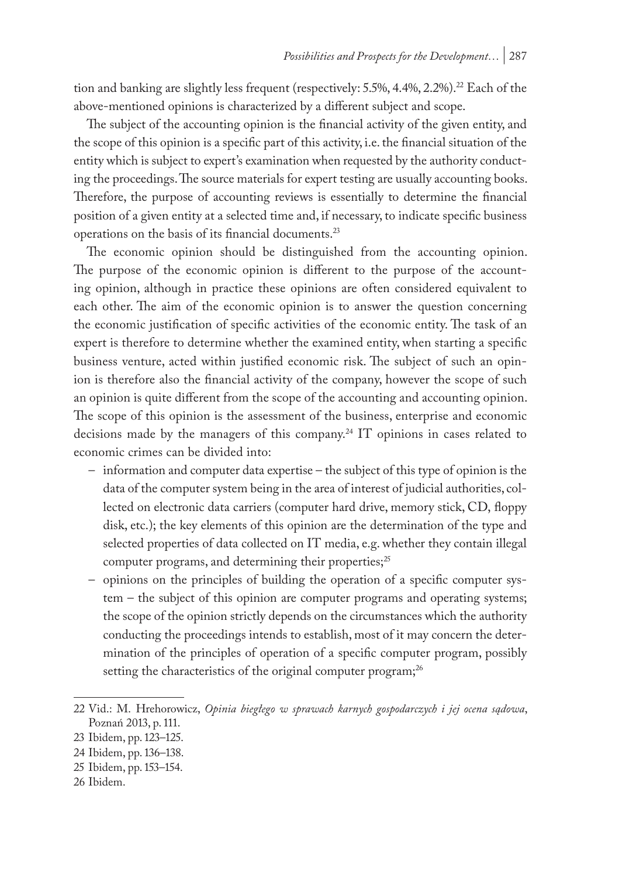tion and banking are slightly less frequent (respectively: 5.5%, 4.4%, 2.2%).[22] Each of the above-mentioned opinions is characterized by a different subject and scope.

The subject of the accounting opinion is the financial activity of the given entity, and the scope of this opinion is a specific part of this activity, i.e. the financial situation of the entity which is subject to expert's examination when requested by the authority conducting the proceedings. The source materials for expert testing are usually accounting books. Therefore, the purpose of accounting reviews is essentially to determine the financial position of a given entity at a selected time and, if necessary, to indicate specific business operations on the basis of its financial documents.[23]

The economic opinion should be distinguished from the accounting opinion. The purpose of the economic opinion is different to the purpose of the accounting opinion, although in practice these opinions are often considered equivalent to each other. The aim of the economic opinion is to answer the question concerning the economic justification of specific activities of the economic entity. The task of an expert is therefore to determine whether the examined entity, when starting a specific business venture, acted within justified economic risk. The subject of such an opinion is therefore also the financial activity of the company, however the scope of such an opinion is quite different from the scope of the accounting and accounting opinion. The scope of this opinion is the assessment of the business, enterprise and economic decisions made by the managers of this company.[24] IT opinions in cases related to economic crimes can be divided into:

- information and computer data expertise – the subject of this type of opinion is the data of the computer system being in the area of interest of judicial authorities, collected on electronic data carriers (computer hard drive, memory stick, CD, floppy disk, etc.); the key elements of this opinion are the determination of the type and selected properties of data collected on IT media, e.g. whether they contain illegal computer programs, and determining their properties;[25]
- opinions on the principles of building the operation of a specific computer system – the subject of this opinion are computer programs and operating systems; the scope of the opinion strictly depends on the circumstances which the authority conducting the proceedings intends to establish, most of it may concern the determination of the principles of operation of a specific computer program, possibly setting the characteristics of the original computer program;[26]

---

22 Vid.: M. Hrehorowicz, *Opinia biegłego w sprawach karnych gospodarczych i jej ocena sądowa*, Poznań 2013, p. 111.

23 Ibidem, pp. 123–125.

24 Ibidem, pp. 136–138.

25 Ibidem, pp. 153–154.

26 Ibidem.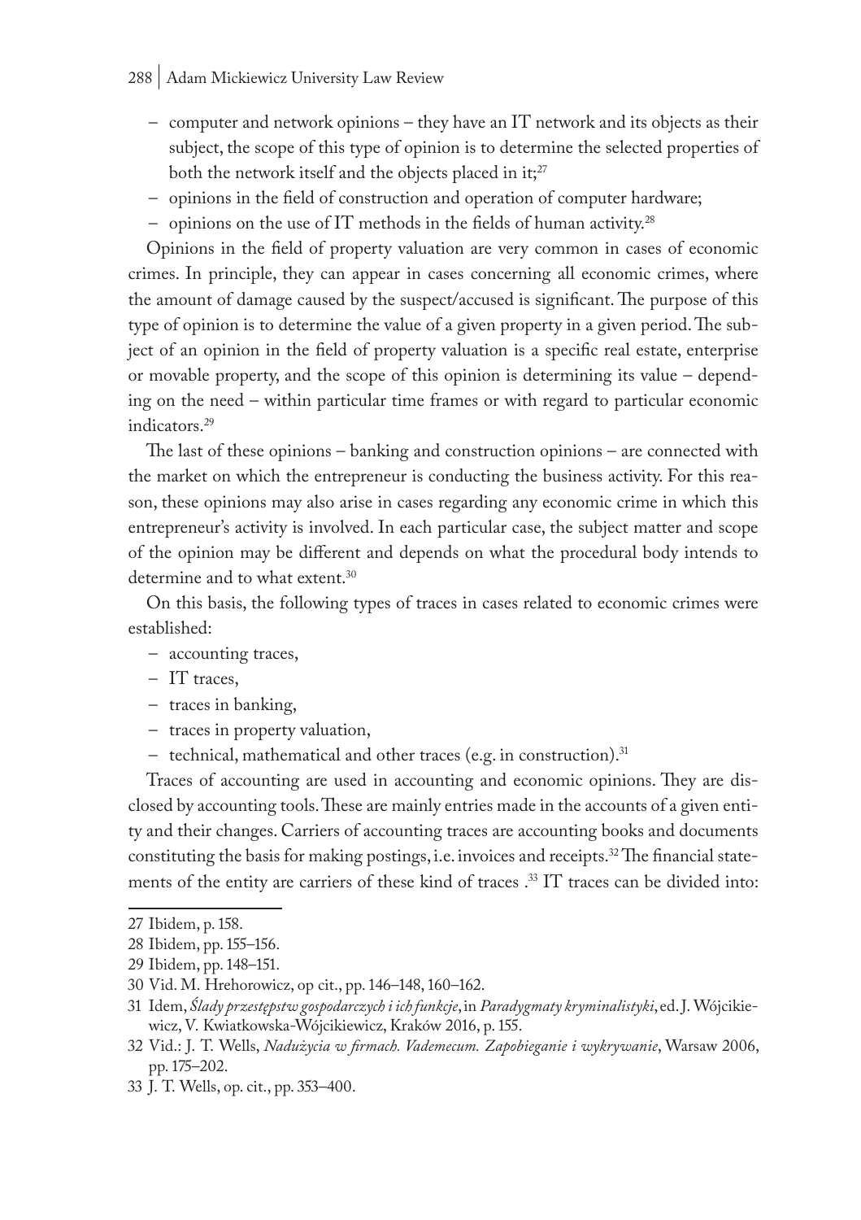- computer and network opinions – they have an IT network and its objects as their subject, the scope of this type of opinion is to determine the selected properties of both the network itself and the objects placed in it;[27]
- opinions in the field of construction and operation of computer hardware;
- opinions on the use of IT methods in the fields of human activity.[28]

Opinions in the field of property valuation are very common in cases of economic crimes. In principle, they can appear in cases concerning all economic crimes, where the amount of damage caused by the suspect/accused is significant. The purpose of this type of opinion is to determine the value of a given property in a given period. The subject of an opinion in the field of property valuation is a specific real estate, enterprise or movable property, and the scope of this opinion is determining its value – depending on the need – within particular time frames or with regard to particular economic indicators.[29]

The last of these opinions – banking and construction opinions – are connected with the market on which the entrepreneur is conducting the business activity. For this reason, these opinions may also arise in cases regarding any economic crime in which this entrepreneur's activity is involved. In each particular case, the subject matter and scope of the opinion may be different and depends on what the procedural body intends to determine and to what extent.[30]

On this basis, the following types of traces in cases related to economic crimes were established:

- accounting traces,
- IT traces,
- traces in banking,
- traces in property valuation,
- technical, mathematical and other traces (e.g. in construction).[31]

Traces of accounting are used in accounting and economic opinions. They are disclosed by accounting tools. These are mainly entries made in the accounts of a given entity and their changes. Carriers of accounting traces are accounting books and documents constituting the basis for making postings, i.e. invoices and receipts.[32] The financial statements of the entity are carriers of these kind of traces .[33] IT traces can be divided into:

---

27 Ibidem, p. 158.

28 Ibidem, pp. 155–156.

29 Ibidem, pp. 148–151.

30 Vid. M. Hrehorowicz, op cit., pp. 146–148, 160–162.

31 Idem, *Ślady przestępstw gospodarczych i ich funkcje*, in *Paradygmaty kryminalistyki*, ed. J. Wójcikiewicz, V. Kwiatkowska-Wójcikiewicz, Kraków 2016, p. 155.

32 Vid.: J. T. Wells, *Nadużycia w firmach. Vademecum. Zapobieganie i wykrywanie*, Warsaw 2006, pp. 175–202.

33 J. T. Wells, op. cit., pp. 353–400.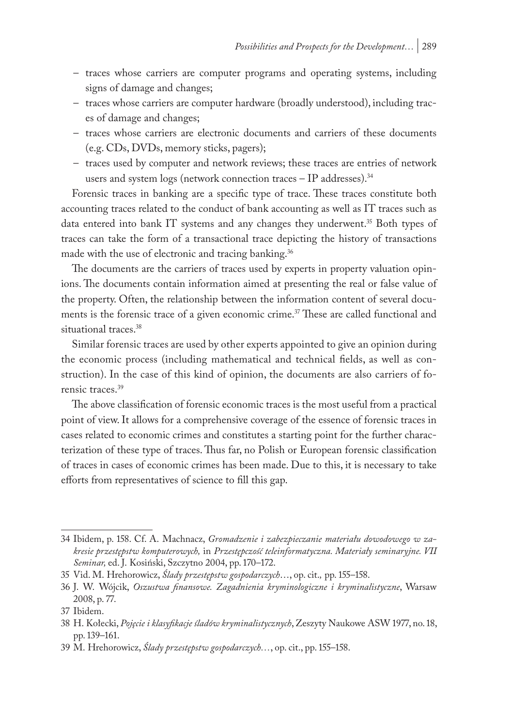- traces whose carriers are computer programs and operating systems, including signs of damage and changes;
- traces whose carriers are computer hardware (broadly understood), including traces of damage and changes;
- traces whose carriers are electronic documents and carriers of these documents (e.g. CDs, DVDs, memory sticks, pagers);
- traces used by computer and network reviews; these traces are entries of network users and system logs (network connection traces – IP addresses).[34]

Forensic traces in banking are a specific type of trace. These traces constitute both accounting traces related to the conduct of bank accounting as well as IT traces such as data entered into bank IT systems and any changes they underwent.[35] Both types of traces can take the form of a transactional trace depicting the history of transactions made with the use of electronic and tracing banking.[36]

The documents are the carriers of traces used by experts in property valuation opinions. The documents contain information aimed at presenting the real or false value of the property. Often, the relationship between the information content of several documents is the forensic trace of a given economic crime.[37] These are called functional and situational traces.[38]

Similar forensic traces are used by other experts appointed to give an opinion during the economic process (including mathematical and technical fields, as well as construction). In the case of this kind of opinion, the documents are also carriers of forensic traces.[39]

The above classification of forensic economic traces is the most useful from a practical point of view. It allows for a comprehensive coverage of the essence of forensic traces in cases related to economic crimes and constitutes a starting point for the further characterization of these type of traces. Thus far, no Polish or European forensic classification of traces in cases of economic crimes has been made. Due to this, it is necessary to take efforts from representatives of science to fill this gap.

---

34 Ibidem, p. 158. Cf. A. Machnacz, *Gromadzenie i zabezpieczanie materiału dowodowego w zakresie przestępstw komputerowych,* in *Przestępczość teleinformatyczna. Materiały seminaryjne. VII Seminar,* ed. J. Kosiński, Szczytno 2004, pp. 170–172.

35 Vid. M. Hrehorowicz, *Ślady przestępstw gospodarczych*…, op. cit., pp. 155–158.

36 J. W. Wójcik, *Oszustwa finansowe. Zagadnienia kryminologiczne i kryminalistyczne*, Warsaw 2008, p. 77.

37 Ibidem.

38 H. Kołecki, *Pojęcie i klasyfikacje śladów kryminalistycznych*, Zeszyty Naukowe ASW 1977, no. 18, pp. 139–161.

39 M. Hrehorowicz, *Ślady przestępstw gospodarczych…*, op. cit., pp. 155–158.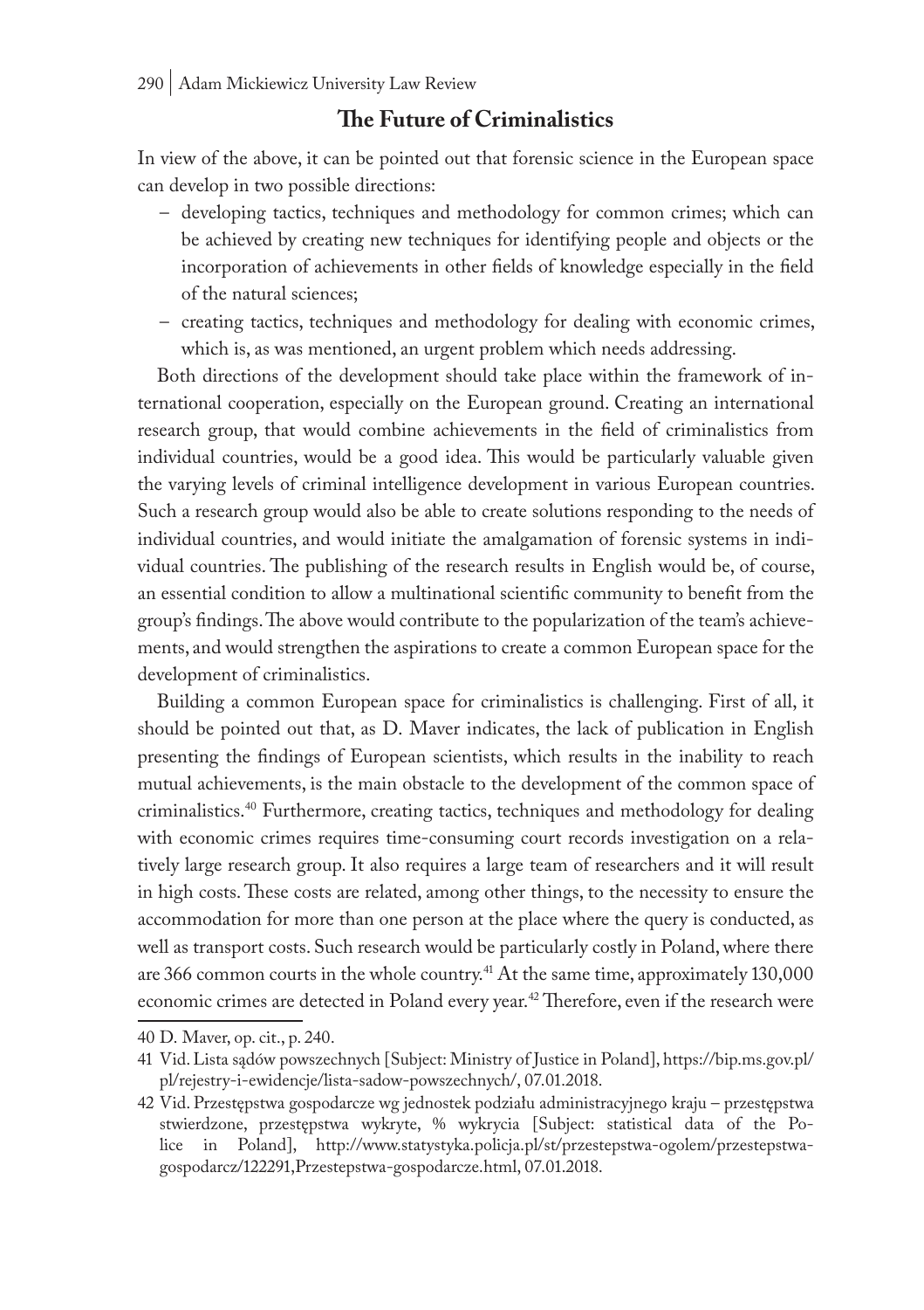## The Future of Criminalistics

In view of the above, it can be pointed out that forensic science in the European space can develop in two possible directions:

- developing tactics, techniques and methodology for common crimes; which can be achieved by creating new techniques for identifying people and objects or the incorporation of achievements in other fields of knowledge especially in the field of the natural sciences;
- creating tactics, techniques and methodology for dealing with economic crimes, which is, as was mentioned, an urgent problem which needs addressing.

Both directions of the development should take place within the framework of international cooperation, especially on the European ground. Creating an international research group, that would combine achievements in the field of criminalistics from individual countries, would be a good idea. This would be particularly valuable given the varying levels of criminal intelligence development in various European countries. Such a research group would also be able to create solutions responding to the needs of individual countries, and would initiate the amalgamation of forensic systems in individual countries. The publishing of the research results in English would be, of course, an essential condition to allow a multinational scientific community to benefit from the group's findings. The above would contribute to the popularization of the team's achievements, and would strengthen the aspirations to create a common European space for the development of criminalistics.

Building a common European space for criminalistics is challenging. First of all, it should be pointed out that, as D. Maver indicates, the lack of publication in English presenting the findings of European scientists, which results in the inability to reach mutual achievements, is the main obstacle to the development of the common space of criminalistics.[40] Furthermore, creating tactics, techniques and methodology for dealing with economic crimes requires time-consuming court records investigation on a relatively large research group. It also requires a large team of researchers and it will result in high costs. These costs are related, among other things, to the necessity to ensure the accommodation for more than one person at the place where the query is conducted, as well as transport costs. Such research would be particularly costly in Poland, where there are 366 common courts in the whole country.[41] At the same time, approximately 130,000 economic crimes are detected in Poland every year.[42] Therefore, even if the research were

40 D. Maver, op. cit., p. 240.

41 Vid. Lista sądów powszechnych [Subject: Ministry of Justice in Poland], https://bip.ms.gov.pl/pl/rejestry-i-ewidencje/lista-sadow-powszechnych/, 07.01.2018.

42 Vid. Przestępstwa gospodarcze wg jednostek podziału administracyjnego kraju – przestępstwa stwierdzone, przestępstwa wykryte, % wykrycia [Subject: statistical data of the Police in Poland], http://www.statystyka.policja.pl/st/przestepstwa-ogolem/przestepstwa-gospodarcz/122291,Przestepstwa-gospodarcze.html, 07.01.2018.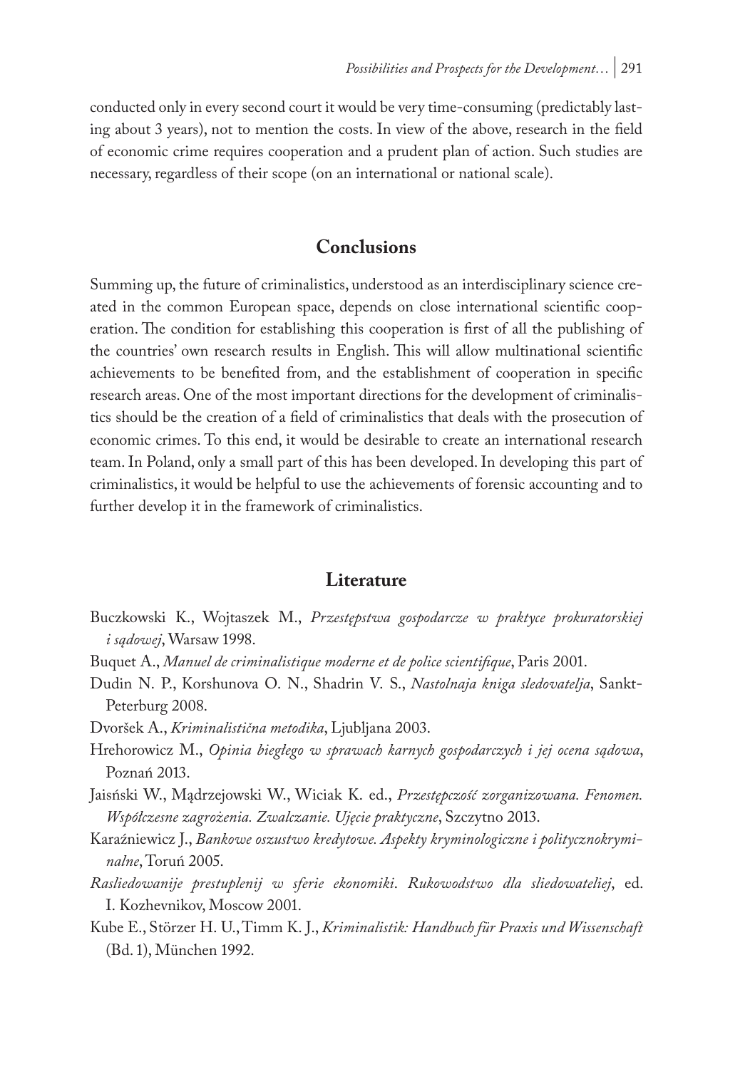conducted only in every second court it would be very time-consuming (predictably lasting about 3 years), not to mention the costs. In view of the above, research in the field of economic crime requires cooperation and a prudent plan of action. Such studies are necessary, regardless of their scope (on an international or national scale).

## Conclusions

Summing up, the future of criminalistics, understood as an interdisciplinary science created in the common European space, depends on close international scientific cooperation. The condition for establishing this cooperation is first of all the publishing of the countries' own research results in English. This will allow multinational scientific achievements to be benefited from, and the establishment of cooperation in specific research areas. One of the most important directions for the development of criminalistics should be the creation of a field of criminalistics that deals with the prosecution of economic crimes. To this end, it would be desirable to create an international research team. In Poland, only a small part of this has been developed. In developing this part of criminalistics, it would be helpful to use the achievements of forensic accounting and to further develop it in the framework of criminalistics.

## Literature

Buczkowski K., Wojtaszek M., *Przestępstwa gospodarcze w praktyce prokuratorskiej i sądowej*, Warsaw 1998.

Buquet A., *Manuel de criminalistique moderne et de police scientifique*, Paris 2001.

Dudin N. P., Korshunova O. N., Shadrin V. S., *Nastolnaja kniga sledovatelja*, Sankt-Peterburg 2008.

Dvoršek A., *Kriminalistična metodika*, Ljubljana 2003.

Hrehorowicz M., *Opinia biegłego w sprawach karnych gospodarczych i jej ocena sądowa*, Poznań 2013.

Jaisński W., Mądrzejowski W., Wiciak K. ed., *Przestępczość zorganizowana. Fenomen. Współczesne zagrożenia. Zwalczanie. Ujęcie praktyczne*, Szczytno 2013.

Karaźniewicz J., *Bankowe oszustwo kredytowe. Aspekty kryminologiczne i politycznokryminalne*, Toruń 2005.

*Rasliedowanije prestuplenij w sferie ekonomiki. Rukowodstwo dla sliedowateliej*, ed. I. Kozhevnikov, Moscow 2001.

Kube E., Störzer H. U., Timm K. J., *Kriminalistik: Handbuch für Praxis und Wissenschaft* (Bd. 1), München 1992.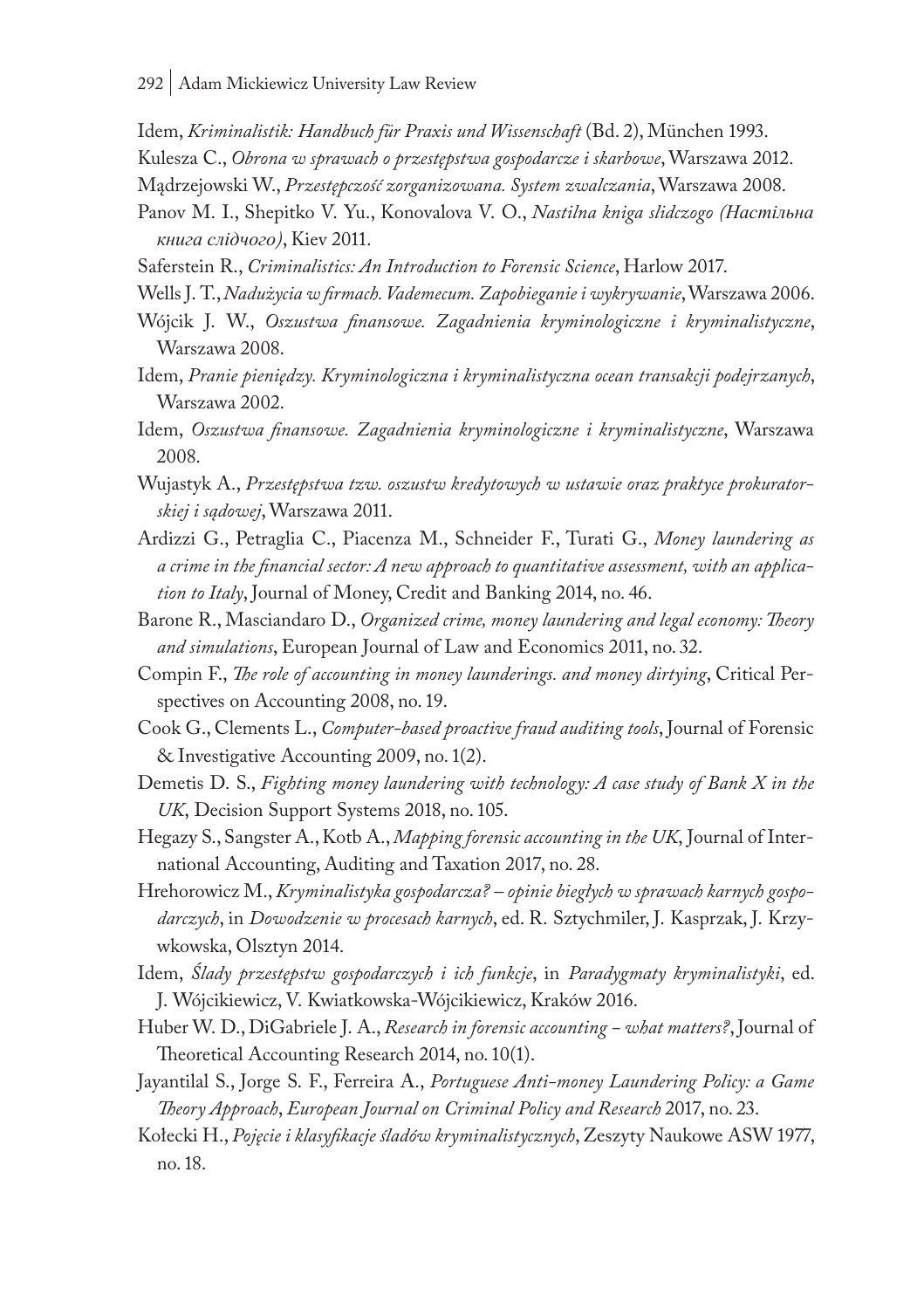Idem, *Kriminalistik: Handbuch für Praxis und Wissenschaft* (Bd. 2), München 1993.

Kulesza C., *Obrona w sprawach o przestępstwa gospodarcze i skarbowe*, Warszawa 2012.

Mądrzejowski W., *Przestępczość zorganizowana. System zwalczania*, Warszawa 2008.

Panov M. I., Shepitko V. Yu., Konovalova V. O., *Nastilna kniga slidczogo (Настільна книга слідчого)*, Kiev 2011.

Saferstein R., *Criminalistics: An Introduction to Forensic Science*, Harlow 2017.

Wells J. T., *Nadużycia w firmach. Vademecum. Zapobieganie i wykrywanie*, Warszawa 2006.

Wójcik J. W., *Oszustwa finansowe. Zagadnienia kryminologiczne i kryminalistyczne*, Warszawa 2008.

Idem, *Pranie pieniędzy. Kryminologiczna i kryminalistyczna ocean transakcji podejrzanych*, Warszawa 2002.

Idem, *Oszustwa finansowe. Zagadnienia kryminologiczne i kryminalistyczne*, Warszawa 2008.

Wujastyk A., *Przestępstwa tzw. oszustw kredytowych w ustawie oraz praktyce prokuratorskiej i sądowej*, Warszawa 2011.

Ardizzi G., Petraglia C., Piacenza M., Schneider F., Turati G., *Money laundering as a crime in the financial sector: A new approach to quantitative assessment, with an application to Italy*, Journal of Money, Credit and Banking 2014, no. 46.

Barone R., Masciandaro D., *Organized crime, money laundering and legal economy: Theory and simulations*, European Journal of Law and Economics 2011, no. 32.

Compin F., *The role of accounting in money launderings. and money dirtying*, Critical Perspectives on Accounting 2008, no. 19.

Cook G., Clements L., *Computer-based proactive fraud auditing tools*, Journal of Forensic & Investigative Accounting 2009, no. 1(2).

Demetis D. S., *Fighting money laundering with technology: A case study of Bank X in the UK*, Decision Support Systems 2018, no. 105.

Hegazy S., Sangster A., Kotb A., *Mapping forensic accounting in the UK*, Journal of International Accounting, Auditing and Taxation 2017, no. 28.

Hrehorowicz M., *Kryminalistyka gospodarcza? – opinie biegłych w sprawach karnych gospodarczych*, in *Dowodzenie w procesach karnych*, ed. R. Sztychmiler, J. Kasprzak, J. Krzywkowska, Olsztyn 2014.

Idem, *Ślady przestępstw gospodarczych i ich funkcje*, in *Paradygmaty kryminalistyki*, ed. J. Wójcikiewicz, V. Kwiatkowska-Wójcikiewicz, Kraków 2016.

Huber W. D., DiGabriele J. A., *Research in forensic accounting – what matters?*, Journal of Theoretical Accounting Research 2014, no. 10(1).

Jayantilal S., Jorge S. F., Ferreira A., *Portuguese Anti-money Laundering Policy: a Game Theory Approach*, *European Journal on Criminal Policy and Research* 2017, no. 23.

Kołecki H., *Pojęcie i klasyfikacje śladów kryminalistycznych*, Zeszyty Naukowe ASW 1977, no. 18.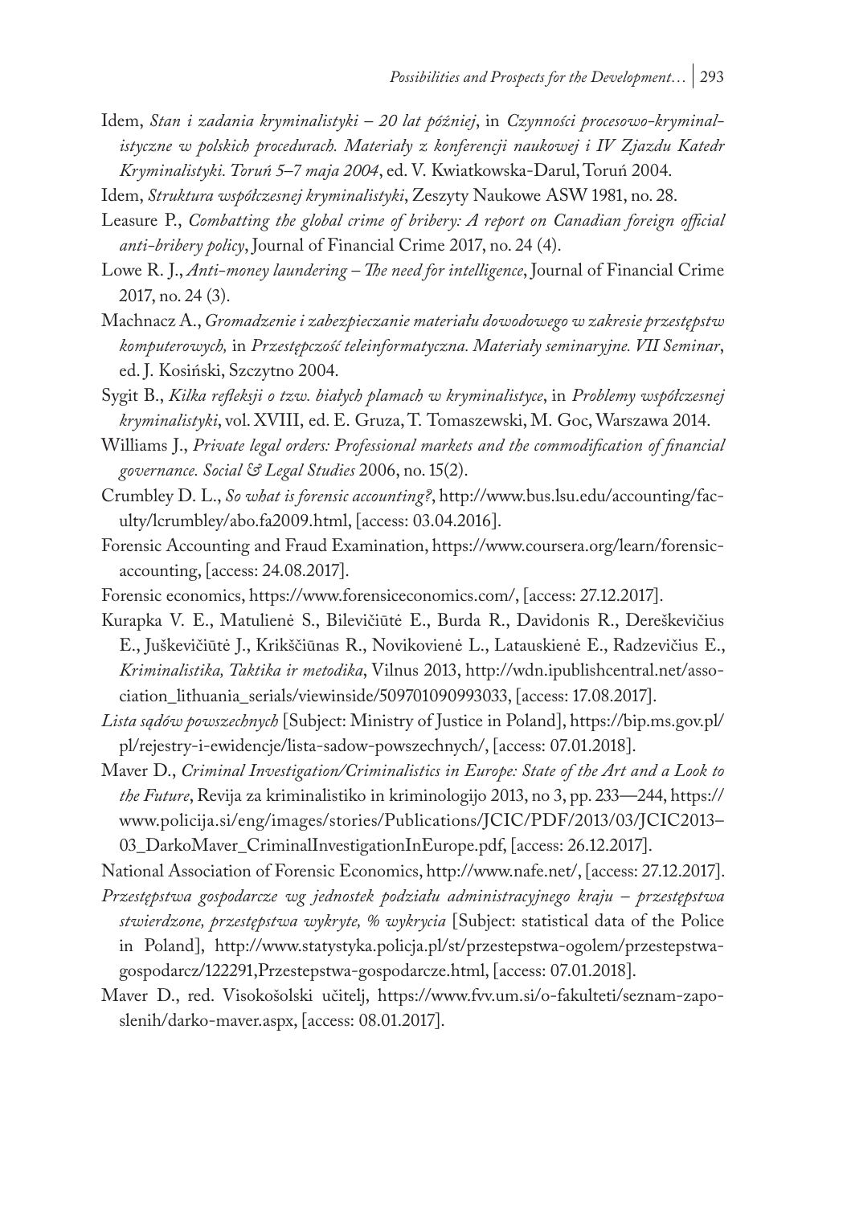Idem, *Stan i zadania kryminalistyki – 20 lat później*, in *Czynności procesowo-kryminalistyczne w polskich procedurach. Materiały z konferencji naukowej i IV Zjazdu Katedr Kryminalistyki. Toruń 5–7 maja 2004*, ed. V. Kwiatkowska-Darul, Toruń 2004.

Idem, *Struktura współczesnej kryminalistyki*, Zeszyty Naukowe ASW 1981, no. 28.

Leasure P., *Combatting the global crime of bribery: A report on Canadian foreign official anti-bribery policy*, Journal of Financial Crime 2017, no. 24 (4).

Lowe R. J., *Anti-money laundering – The need for intelligence*, Journal of Financial Crime 2017, no. 24 (3).

Machnacz A., *Gromadzenie i zabezpieczanie materiału dowodowego w zakresie przestępstw komputerowych,* in *Przestępczość teleinformatyczna. Materiały seminaryjne. VII Seminar*, ed. J. Kosiński, Szczytno 2004.

Sygit B., *Kilka refleksji o tzw. białych plamach w kryminalistyce*, in *Problemy współczesnej kryminalistyki*, vol. XVIII, ed. E. Gruza, T. Tomaszewski, M. Goc, Warszawa 2014.

Williams J., *Private legal orders: Professional markets and the commodification of financial governance. Social & Legal Studies* 2006, no. 15(2).

Crumbley D. L., *So what is forensic accounting?*, http://www.bus.lsu.edu/accounting/faculty/lcrumbley/abo.fa2009.html, [access: 03.04.2016].

Forensic Accounting and Fraud Examination, https://www.coursera.org/learn/forensic-accounting, [access: 24.08.2017].

Forensic economics, https://www.forensiceconomics.com/, [access: 27.12.2017].

Kurapka V. E., Matulienė S., Bilevičiūtė E., Burda R., Davidonis R., Dereškevičius E., Juškevičiūtė J., Krikščiūnas R., Novikovienė L., Latauskienė E., Radzevičius E., *Kriminalistika, Taktika ir metodika*, Vilnus 2013, http://wdn.ipublishcentral.net/association_lithuania_serials/viewinside/509701090993033, [access: 17.08.2017].

*Lista sądów powszechnych* [Subject: Ministry of Justice in Poland], https://bip.ms.gov.pl/pl/rejestry-i-ewidencje/lista-sadow-powszechnych/, [access: 07.01.2018].

Maver D., *Criminal Investigation/Criminalistics in Europe: State of the Art and a Look to the Future*, Revija za kriminalistiko in kriminologijo 2013, no 3, pp. 233—244, https://www.policija.si/eng/images/stories/Publications/JCIC/PDF/2013/03/JCIC2013–03_DarkoMaver_CriminalInvestigationInEurope.pdf, [access: 26.12.2017].

National Association of Forensic Economics, http://www.nafe.net/, [access: 27.12.2017].

*Przestępstwa gospodarcze wg jednostek podziału administracyjnego kraju – przestępstwa stwierdzone, przestępstwa wykryte, % wykrycia* [Subject: statistical data of the Police in Poland], http://www.statystyka.policja.pl/st/przestepstwa-ogolem/przestepstwa-gospodarcz/122291,Przestepstwa-gospodarcze.html, [access: 07.01.2018].

Maver D., red. Visokošolski učitelj, https://www.fvv.um.si/o-fakulteti/seznam-zaposlenih/darko-maver.aspx, [access: 08.01.2017].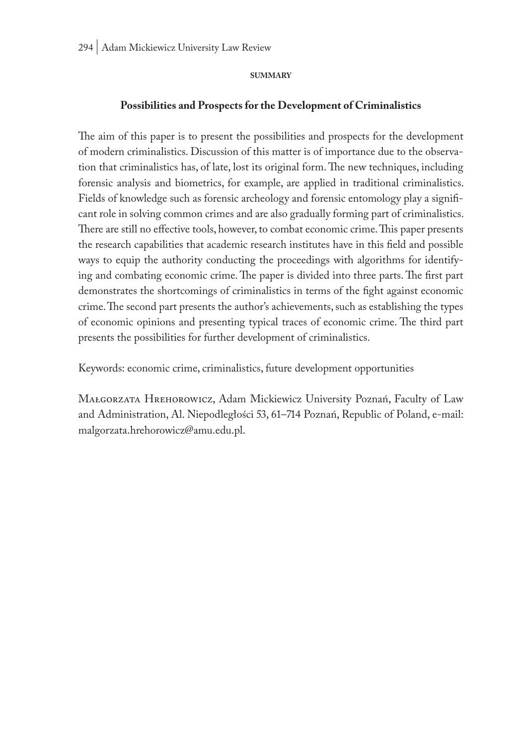**SUMMARY**

## Possibilities and Prospects for the Development of Criminalistics

The aim of this paper is to present the possibilities and prospects for the development of modern criminalistics. Discussion of this matter is of importance due to the observation that criminalistics has, of late, lost its original form. The new techniques, including forensic analysis and biometrics, for example, are applied in traditional criminalistics. Fields of knowledge such as forensic archeology and forensic entomology play a significant role in solving common crimes and are also gradually forming part of criminalistics. There are still no effective tools, however, to combat economic crime. This paper presents the research capabilities that academic research institutes have in this field and possible ways to equip the authority conducting the proceedings with algorithms for identifying and combating economic crime. The paper is divided into three parts. The first part demonstrates the shortcomings of criminalistics in terms of the fight against economic crime. The second part presents the author's achievements, such as establishing the types of economic opinions and presenting typical traces of economic crime. The third part presents the possibilities for further development of criminalistics.

Keywords: economic crime, criminalistics, future development opportunities

Małgorzata Hrehorowicz, Adam Mickiewicz University Poznań, Faculty of Law and Administration, Al. Niepodległości 53, 61–714 Poznań, Republic of Poland, e-mail: malgorzata.hrehorowicz@amu.edu.pl.